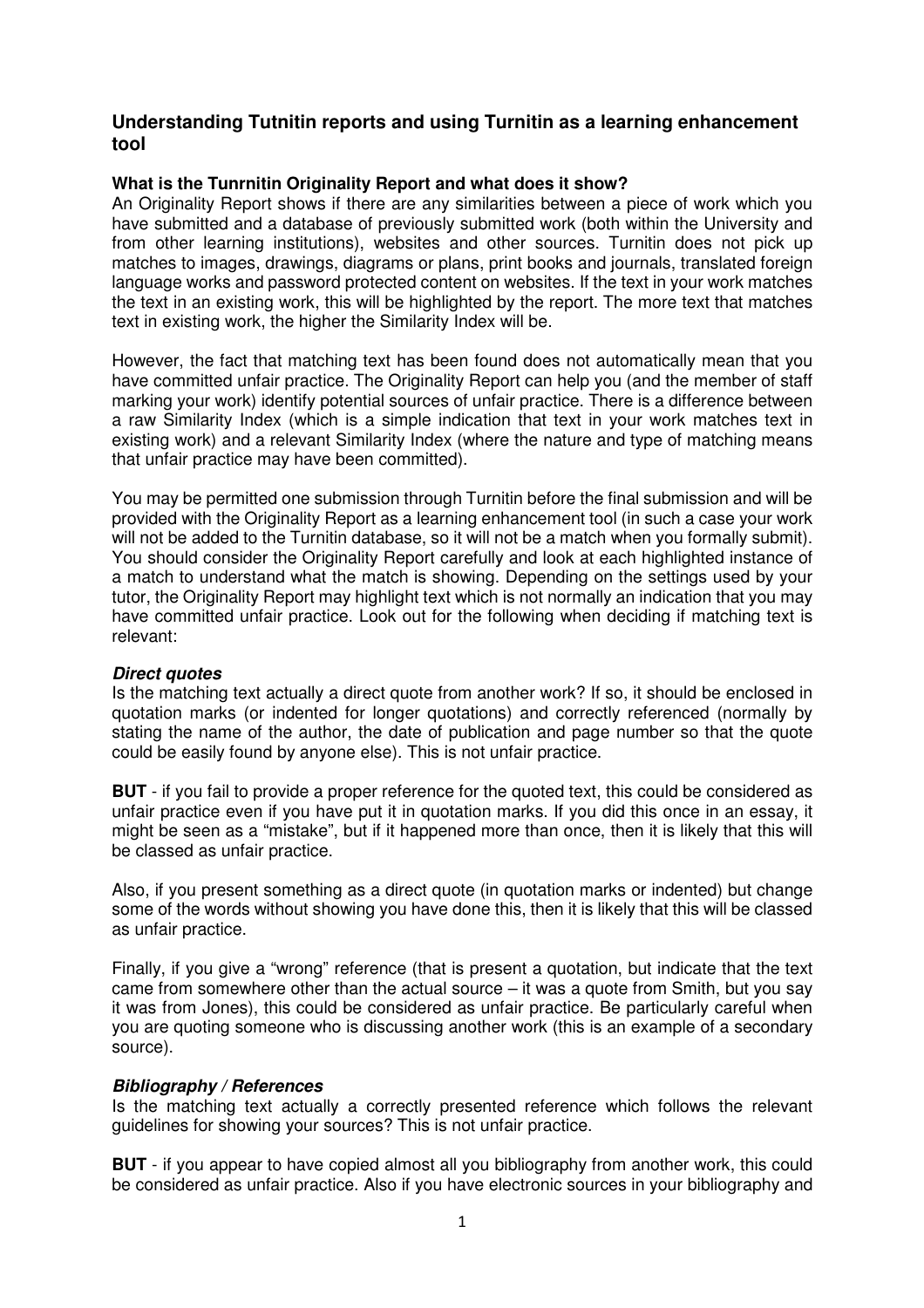## Understanding Tutnitin reports and using Turnitin as a learning enhancement tool

### What is the Tunrnitin Originality Report and what does it show?

An Originality Report shows if there are any similarities between a piece of work which you have submitted and a database of previously submitted work (both within the University and from other learning institutions), websites and other sources. Turnitin does not pick up matches to images, drawings, diagrams or plans, print books and journals, translated foreign language works and password protected content on websites. If the text in your work matches the text in an existing work, this will be highlighted by the report. The more text that matches text in existing work, the higher the Similarity Index will be.

However, the fact that matching text has been found does not automatically mean that you have committed unfair practice. The Originality Report can help you (and the member of staff marking your work) identify potential sources of unfair practice. There is a difference between a raw Similarity Index (which is a simple indication that text in your work matches text in existing work) and a relevant Similarity Index (where the nature and type of matching means that unfair practice may have been committed).

You may be permitted one submission through Turnitin before the final submission and will be provided with the Originality Report as a learning enhancement tool (in such a case your work will not be added to the Turnitin database, so it will not be a match when you formally submit). You should consider the Originality Report carefully and look at each highlighted instance of a match to understand what the match is showing. Depending on the settings used by your tutor, the Originality Report may highlight text which is not normally an indication that you may have committed unfair practice. Look out for the following when deciding if matching text is relevant:

#### *Direct quotes*

Is the matching text actually a direct quote from another work? If so, it should be enclosed in quotation marks (or indented for longer quotations) and correctly referenced (normally by stating the name of the author, the date of publication and page number so that the quote could be easily found by anyone else). This is not unfair practice.

**BUT** - if you fail to provide a proper reference for the quoted text, this could be considered as unfair practice even if you have put it in quotation marks. If you did this once in an essay, it might be seen as a "mistake", but if it happened more than once, then it is likely that this will be classed as unfair practice.

Also, if you present something as a direct quote (in quotation marks or indented) but change some of the words without showing you have done this, then it is likely that this will be classed as unfair practice.

Finally, if you give a "wrong" reference (that is present a quotation, but indicate that the text came from somewhere other than the actual source – it was a quote from Smith, but you say it was from Jones), this could be considered as unfair practice. Be particularly careful when you are quoting someone who is discussing another work (this is an example of a secondary source).

#### *Bibliography / References*

Is the matching text actually a correctly presented reference which follows the relevant guidelines for showing your sources? This is not unfair practice.

**BUT** - if you appear to have copied almost all you bibliography from another work, this could be considered as unfair practice. Also if you have electronic sources in your bibliography and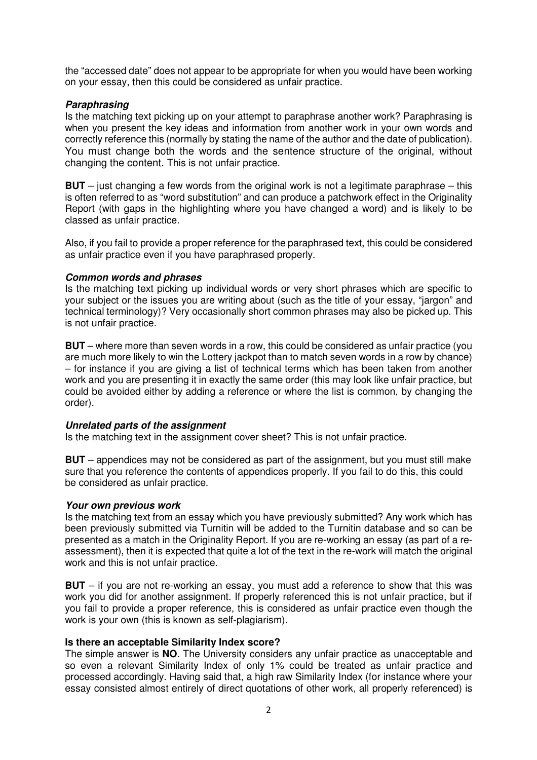the "accessed date" does not appear to be appropriate for when you would have been working on your essay, then this could be considered as unfair practice.

***Paraphrasing***

Is the matching text picking up on your attempt to paraphrase another work? Paraphrasing is when you present the key ideas and information from another work in your own words and correctly reference this (normally by stating the name of the author and the date of publication). You must change both the words and the sentence structure of the original, without changing the content. This is not unfair practice.

**BUT** – just changing a few words from the original work is not a legitimate paraphrase – this is often referred to as "word substitution" and can produce a patchwork effect in the Originality Report (with gaps in the highlighting where you have changed a word) and is likely to be classed as unfair practice.

Also, if you fail to provide a proper reference for the paraphrased text, this could be considered as unfair practice even if you have paraphrased properly.

***Common words and phrases***

Is the matching text picking up individual words or very short phrases which are specific to your subject or the issues you are writing about (such as the title of your essay, "jargon" and technical terminology)? Very occasionally short common phrases may also be picked up. This is not unfair practice.

**BUT** – where more than seven words in a row, this could be considered as unfair practice (you are much more likely to win the Lottery jackpot than to match seven words in a row by chance) – for instance if you are giving a list of technical terms which has been taken from another work and you are presenting it in exactly the same order (this may look like unfair practice, but could be avoided either by adding a reference or where the list is common, by changing the order).

***Unrelated parts of the assignment***

Is the matching text in the assignment cover sheet? This is not unfair practice.

**BUT** – appendices may not be considered as part of the assignment, but you must still make sure that you reference the contents of appendices properly. If you fail to do this, this could be considered as unfair practice.

***Your own previous work***

Is the matching text from an essay which you have previously submitted? Any work which has been previously submitted via Turnitin will be added to the Turnitin database and so can be presented as a match in the Originality Report. If you are re-working an essay (as part of a re-assessment), then it is expected that quite a lot of the text in the re-work will match the original work and this is not unfair practice.

**BUT** – if you are not re-working an essay, you must add a reference to show that this was work you did for another assignment. If properly referenced this is not unfair practice, but if you fail to provide a proper reference, this is considered as unfair practice even though the work is your own (this is known as self-plagiarism).

**Is there an acceptable Similarity Index score?**

The simple answer is **NO**. The University considers any unfair practice as unacceptable and so even a relevant Similarity Index of only 1% could be treated as unfair practice and processed accordingly. Having said that, a high raw Similarity Index (for instance where your essay consisted almost entirely of direct quotations of other work, all properly referenced) is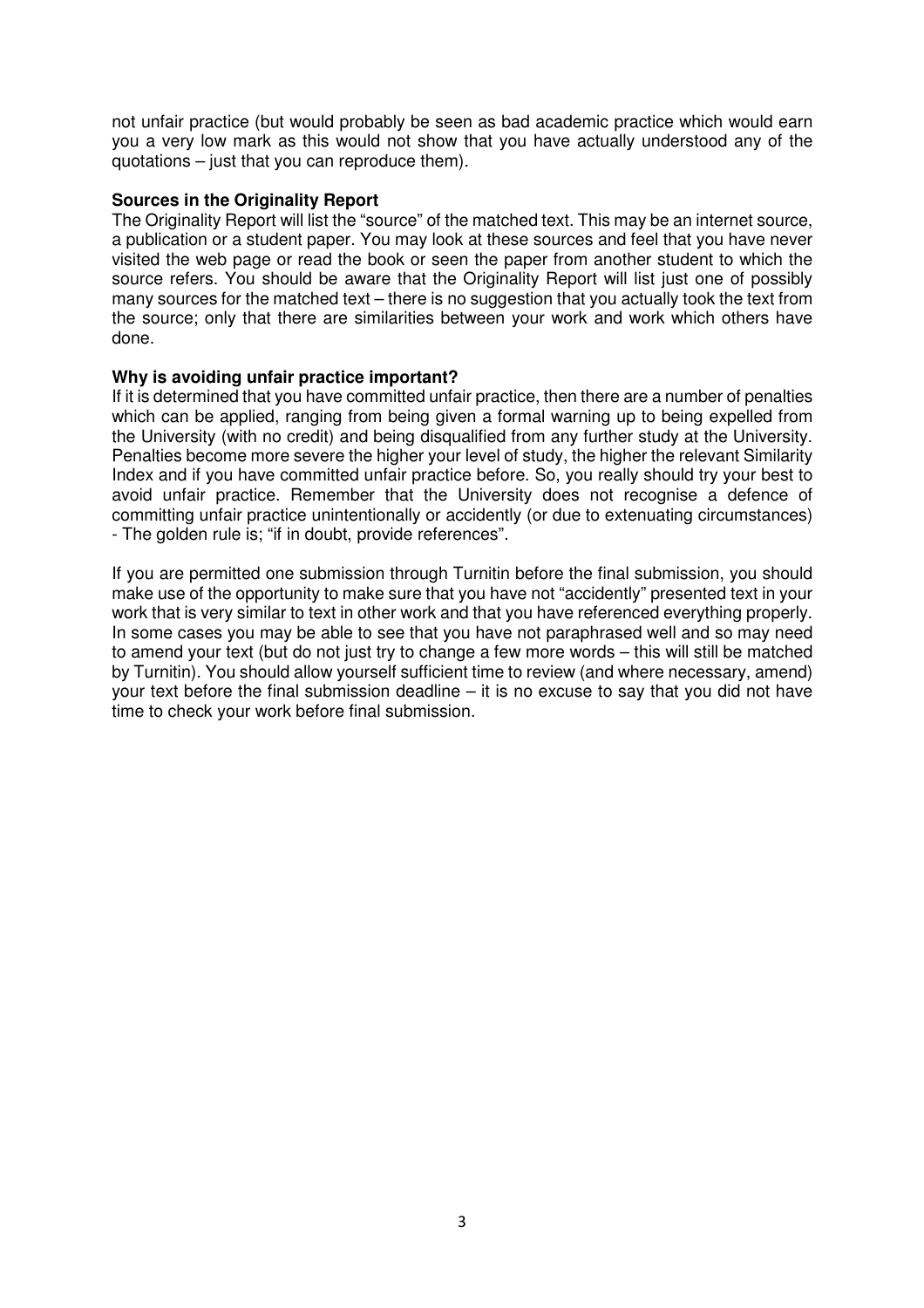not unfair practice (but would probably be seen as bad academic practice which would earn you a very low mark as this would not show that you have actually understood any of the quotations – just that you can reproduce them).

**Sources in the Originality Report**

The Originality Report will list the "source" of the matched text. This may be an internet source, a publication or a student paper. You may look at these sources and feel that you have never visited the web page or read the book or seen the paper from another student to which the source refers. You should be aware that the Originality Report will list just one of possibly many sources for the matched text – there is no suggestion that you actually took the text from the source; only that there are similarities between your work and work which others have done.

**Why is avoiding unfair practice important?**

If it is determined that you have committed unfair practice, then there are a number of penalties which can be applied, ranging from being given a formal warning up to being expelled from the University (with no credit) and being disqualified from any further study at the University. Penalties become more severe the higher your level of study, the higher the relevant Similarity Index and if you have committed unfair practice before. So, you really should try your best to avoid unfair practice. Remember that the University does not recognise a defence of committing unfair practice unintentionally or accidently (or due to extenuating circumstances) - The golden rule is; "if in doubt, provide references".

If you are permitted one submission through Turnitin before the final submission, you should make use of the opportunity to make sure that you have not "accidently" presented text in your work that is very similar to text in other work and that you have referenced everything properly. In some cases you may be able to see that you have not paraphrased well and so may need to amend your text (but do not just try to change a few more words – this will still be matched by Turnitin). You should allow yourself sufficient time to review (and where necessary, amend) your text before the final submission deadline – it is no excuse to say that you did not have time to check your work before final submission.